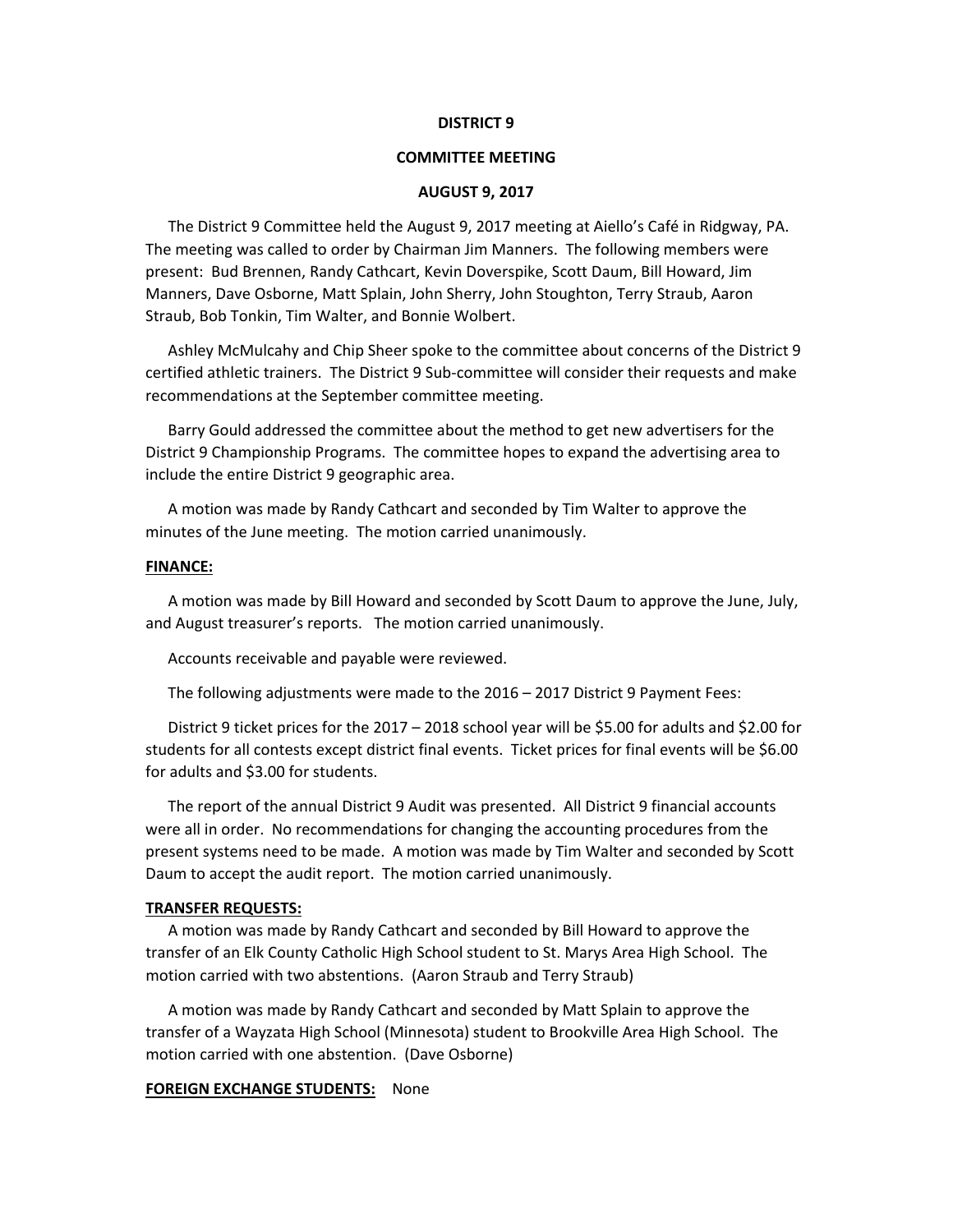# DISTRICT 9

## COMMITTEE MEETING

## AUGUST 9, 2017

The District 9 Committee held the August 9, 2017 meeting at Aiello's Café in Ridgway, PA. The meeting was called to order by Chairman Jim Manners. The following members were present: Bud Brennen, Randy Cathcart, Kevin Doverspike, Scott Daum, Bill Howard, Jim Manners, Dave Osborne, Matt Splain, John Sherry, John Stoughton, Terry Straub, Aaron Straub, Bob Tonkin, Tim Walter, and Bonnie Wolbert.

Ashley McMulcahy and Chip Sheer spoke to the committee about concerns of the District 9 certified athletic trainers. The District 9 Sub-committee will consider their requests and make recommendations at the September committee meeting.

Barry Gould addressed the committee about the method to get new advertisers for the District 9 Championship Programs. The committee hopes to expand the advertising area to include the entire District 9 geographic area.

A motion was made by Randy Cathcart and seconded by Tim Walter to approve the minutes of the June meeting. The motion carried unanimously.

**FINANCE:**

A motion was made by Bill Howard and seconded by Scott Daum to approve the June, July, and August treasurer's reports. The motion carried unanimously.

Accounts receivable and payable were reviewed.

The following adjustments were made to the 2016 – 2017 District 9 Payment Fees:

District 9 ticket prices for the 2017 – 2018 school year will be $5.00 for adults and $2.00 for students for all contests except district final events. Ticket prices for final events will be $6.00 for adults and $3.00 for students.

The report of the annual District 9 Audit was presented. All District 9 financial accounts were all in order. No recommendations for changing the accounting procedures from the present systems need to be made. A motion was made by Tim Walter and seconded by Scott Daum to accept the audit report. The motion carried unanimously.

**TRANSFER REQUESTS:**

A motion was made by Randy Cathcart and seconded by Bill Howard to approve the transfer of an Elk County Catholic High School student to St. Marys Area High School. The motion carried with two abstentions. (Aaron Straub and Terry Straub)

A motion was made by Randy Cathcart and seconded by Matt Splain to approve the transfer of a Wayzata High School (Minnesota) student to Brookville Area High School. The motion carried with one abstention. (Dave Osborne)

**FOREIGN EXCHANGE STUDENTS:** None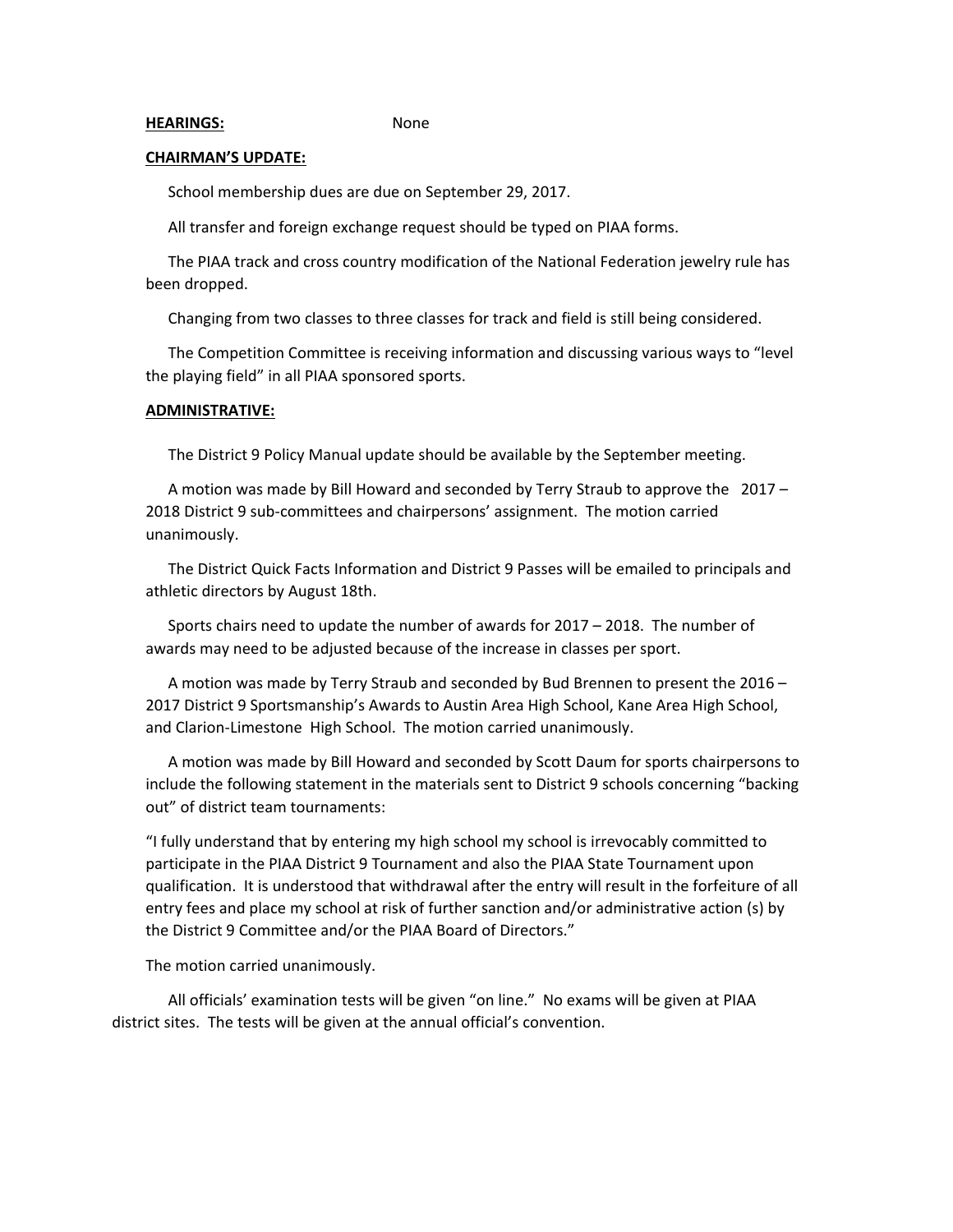**HEARINGS:** None

**CHAIRMAN'S UPDATE:**

School membership dues are due on September 29, 2017.

All transfer and foreign exchange request should be typed on PIAA forms.

The PIAA track and cross country modification of the National Federation jewelry rule has been dropped.

Changing from two classes to three classes for track and field is still being considered.

The Competition Committee is receiving information and discussing various ways to "level the playing field" in all PIAA sponsored sports.

**ADMINISTRATIVE:**

The District 9 Policy Manual update should be available by the September meeting.

A motion was made by Bill Howard and seconded by Terry Straub to approve the 2017 – 2018 District 9 sub-committees and chairpersons' assignment. The motion carried unanimously.

The District Quick Facts Information and District 9 Passes will be emailed to principals and athletic directors by August 18th.

Sports chairs need to update the number of awards for 2017 – 2018. The number of awards may need to be adjusted because of the increase in classes per sport.

A motion was made by Terry Straub and seconded by Bud Brennen to present the 2016 – 2017 District 9 Sportsmanship's Awards to Austin Area High School, Kane Area High School, and Clarion-Limestone High School. The motion carried unanimously.

A motion was made by Bill Howard and seconded by Scott Daum for sports chairpersons to include the following statement in the materials sent to District 9 schools concerning "backing out" of district team tournaments:

"I fully understand that by entering my high school my school is irrevocably committed to participate in the PIAA District 9 Tournament and also the PIAA State Tournament upon qualification. It is understood that withdrawal after the entry will result in the forfeiture of all entry fees and place my school at risk of further sanction and/or administrative action (s) by the District 9 Committee and/or the PIAA Board of Directors."

The motion carried unanimously.

All officials' examination tests will be given "on line." No exams will be given at PIAA district sites. The tests will be given at the annual official's convention.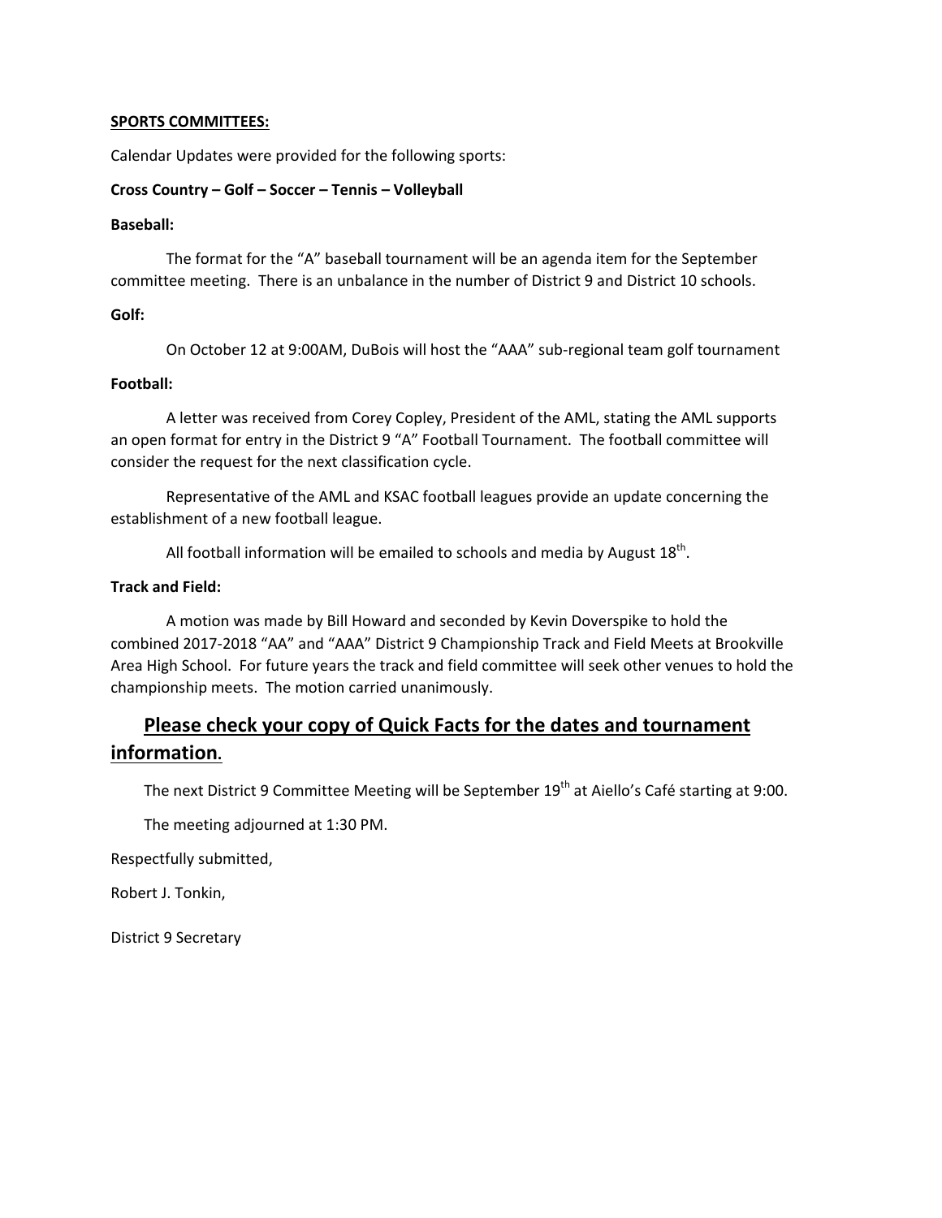**SPORTS COMMITTEES:**

Calendar Updates were provided for the following sports:

**Cross Country – Golf – Soccer – Tennis – Volleyball**

**Baseball:**

The format for the "A" baseball tournament will be an agenda item for the September committee meeting. There is an unbalance in the number of District 9 and District 10 schools.

**Golf:**

On October 12 at 9:00AM, DuBois will host the "AAA" sub-regional team golf tournament

**Football:**

A letter was received from Corey Copley, President of the AML, stating the AML supports an open format for entry in the District 9 "A" Football Tournament. The football committee will consider the request for the next classification cycle.

Representative of the AML and KSAC football leagues provide an update concerning the establishment of a new football league.

All football information will be emailed to schools and media by August 18th.

**Track and Field:**

A motion was made by Bill Howard and seconded by Kevin Doverspike to hold the combined 2017-2018 "AA" and "AAA" District 9 Championship Track and Field Meets at Brookville Area High School. For future years the track and field committee will seek other venues to hold the championship meets. The motion carried unanimously.

## Please check your copy of Quick Facts for the dates and tournament information.

The next District 9 Committee Meeting will be September 19th at Aiello's Café starting at 9:00.

The meeting adjourned at 1:30 PM.

Respectfully submitted,

Robert J. Tonkin,

District 9 Secretary